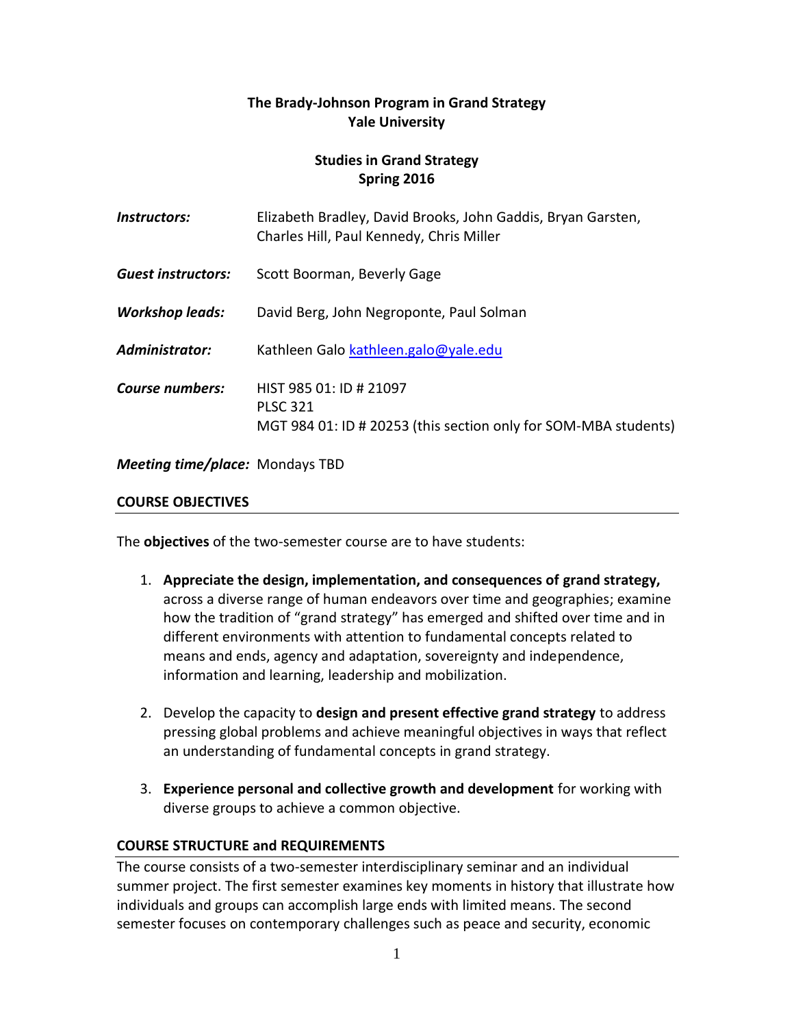# The Brady-Johnson Program in Grand Strategy
# Yale University

## Studies in Grand Strategy
## Spring 2016

***Instructors:*** Elizabeth Bradley, David Brooks, John Gaddis, Bryan Garsten, Charles Hill, Paul Kennedy, Chris Miller

***Guest instructors:*** Scott Boorman, Beverly Gage

***Workshop leads:*** David Berg, John Negroponte, Paul Solman

***Administrator:*** Kathleen Galo kathleen.galo@yale.edu

***Course numbers:*** HIST 985 01: ID # 21097
PLSC 321
MGT 984 01: ID # 20253 (this section only for SOM-MBA students)

***Meeting time/place:*** Mondays TBD

### COURSE OBJECTIVES

The **objectives** of the two-semester course are to have students:

1. **Appreciate the design, implementation, and consequences of grand strategy,** across a diverse range of human endeavors over time and geographies; examine how the tradition of "grand strategy" has emerged and shifted over time and in different environments with attention to fundamental concepts related to means and ends, agency and adaptation, sovereignty and independence, information and learning, leadership and mobilization.

2. Develop the capacity to **design and present effective grand strategy** to address pressing global problems and achieve meaningful objectives in ways that reflect an understanding of fundamental concepts in grand strategy.

3. **Experience personal and collective growth and development** for working with diverse groups to achieve a common objective.

### COURSE STRUCTURE and REQUIREMENTS

The course consists of a two-semester interdisciplinary seminar and an individual summer project. The first semester examines key moments in history that illustrate how individuals and groups can accomplish large ends with limited means. The second semester focuses on contemporary challenges such as peace and security, economic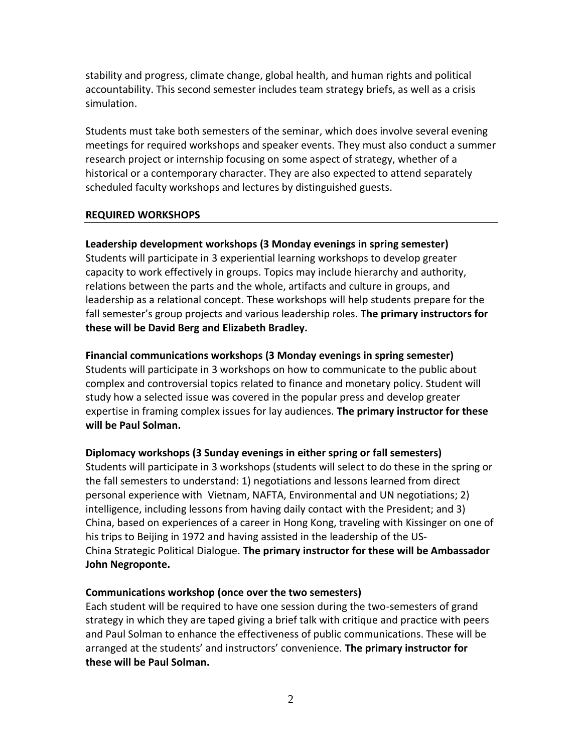stability and progress, climate change, global health, and human rights and political accountability. This second semester includes team strategy briefs, as well as a crisis simulation.

Students must take both semesters of the seminar, which does involve several evening meetings for required workshops and speaker events. They must also conduct a summer research project or internship focusing on some aspect of strategy, whether of a historical or a contemporary character. They are also expected to attend separately scheduled faculty workshops and lectures by distinguished guests.

## REQUIRED WORKSHOPS

**Leadership development workshops (3 Monday evenings in spring semester)**
Students will participate in 3 experiential learning workshops to develop greater capacity to work effectively in groups. Topics may include hierarchy and authority, relations between the parts and the whole, artifacts and culture in groups, and leadership as a relational concept. These workshops will help students prepare for the fall semester's group projects and various leadership roles. **The primary instructors for these will be David Berg and Elizabeth Bradley.**

**Financial communications workshops (3 Monday evenings in spring semester)**
Students will participate in 3 workshops on how to communicate to the public about complex and controversial topics related to finance and monetary policy. Student will study how a selected issue was covered in the popular press and develop greater expertise in framing complex issues for lay audiences. **The primary instructor for these will be Paul Solman.**

**Diplomacy workshops (3 Sunday evenings in either spring or fall semesters)**
Students will participate in 3 workshops (students will select to do these in the spring or the fall semesters to understand: 1) negotiations and lessons learned from direct personal experience with Vietnam, NAFTA, Environmental and UN negotiations; 2) intelligence, including lessons from having daily contact with the President; and 3) China, based on experiences of a career in Hong Kong, traveling with Kissinger on one of his trips to Beijing in 1972 and having assisted in the leadership of the US-China Strategic Political Dialogue. **The primary instructor for these will be Ambassador John Negroponte.**

**Communications workshop (once over the two semesters)**
Each student will be required to have one session during the two-semesters of grand strategy in which they are taped giving a brief talk with critique and practice with peers and Paul Solman to enhance the effectiveness of public communications. These will be arranged at the students' and instructors' convenience. **The primary instructor for these will be Paul Solman.**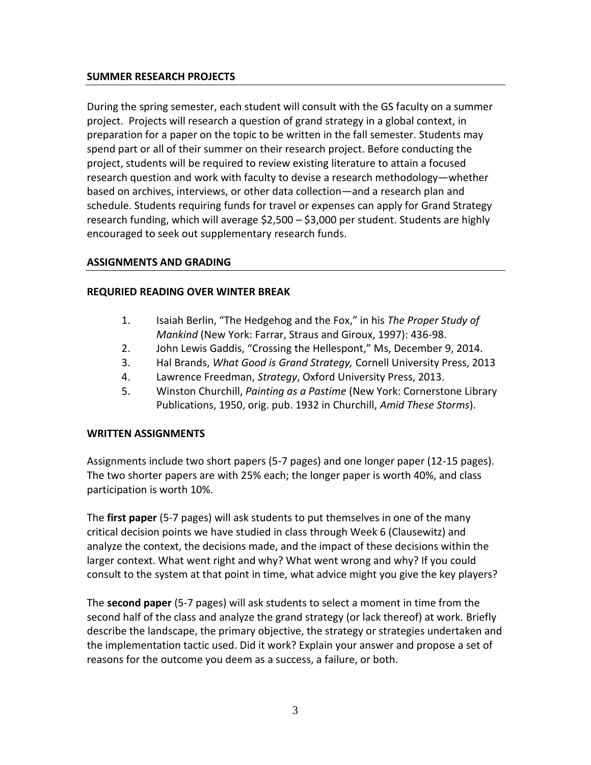## SUMMER RESEARCH PROJECTS

During the spring semester, each student will consult with the GS faculty on a summer project. Projects will research a question of grand strategy in a global context, in preparation for a paper on the topic to be written in the fall semester. Students may spend part or all of their summer on their research project. Before conducting the project, students will be required to review existing literature to attain a focused research question and work with faculty to devise a research methodology—whether based on archives, interviews, or other data collection—and a research plan and schedule. Students requiring funds for travel or expenses can apply for Grand Strategy research funding, which will average $2,500 – $3,000 per student. Students are highly encouraged to seek out supplementary research funds.

## ASSIGNMENTS AND GRADING

### REQURIED READING OVER WINTER BREAK

1. Isaiah Berlin, "The Hedgehog and the Fox," in his *The Proper Study of Mankind* (New York: Farrar, Straus and Giroux, 1997): 436-98.
2. John Lewis Gaddis, "Crossing the Hellespont," Ms, December 9, 2014.
3. Hal Brands, *What Good is Grand Strategy,* Cornell University Press, 2013
4. Lawrence Freedman, *Strategy*, Oxford University Press, 2013.
5. Winston Churchill, *Painting as a Pastime* (New York: Cornerstone Library Publications, 1950, orig. pub. 1932 in Churchill, *Amid These Storms*).

### WRITTEN ASSIGNMENTS

Assignments include two short papers (5-7 pages) and one longer paper (12-15 pages). The two shorter papers are with 25% each; the longer paper is worth 40%, and class participation is worth 10%.

The **first paper** (5-7 pages) will ask students to put themselves in one of the many critical decision points we have studied in class through Week 6 (Clausewitz) and analyze the context, the decisions made, and the impact of these decisions within the larger context. What went right and why? What went wrong and why? If you could consult to the system at that point in time, what advice might you give the key players?

The **second paper** (5-7 pages) will ask students to select a moment in time from the second half of the class and analyze the grand strategy (or lack thereof) at work. Briefly describe the landscape, the primary objective, the strategy or strategies undertaken and the implementation tactic used. Did it work? Explain your answer and propose a set of reasons for the outcome you deem as a success, a failure, or both.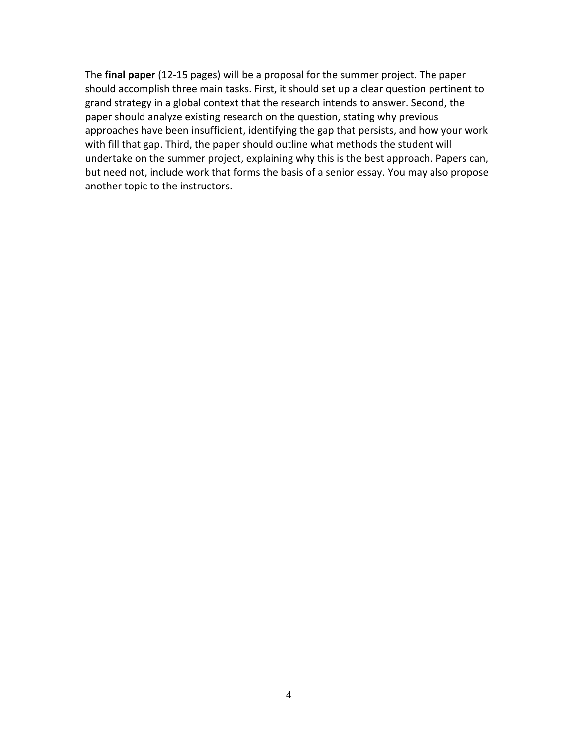The **final paper** (12-15 pages) will be a proposal for the summer project. The paper should accomplish three main tasks. First, it should set up a clear question pertinent to grand strategy in a global context that the research intends to answer. Second, the paper should analyze existing research on the question, stating why previous approaches have been insufficient, identifying the gap that persists, and how your work with fill that gap. Third, the paper should outline what methods the student will undertake on the summer project, explaining why this is the best approach. Papers can, but need not, include work that forms the basis of a senior essay. You may also propose another topic to the instructors.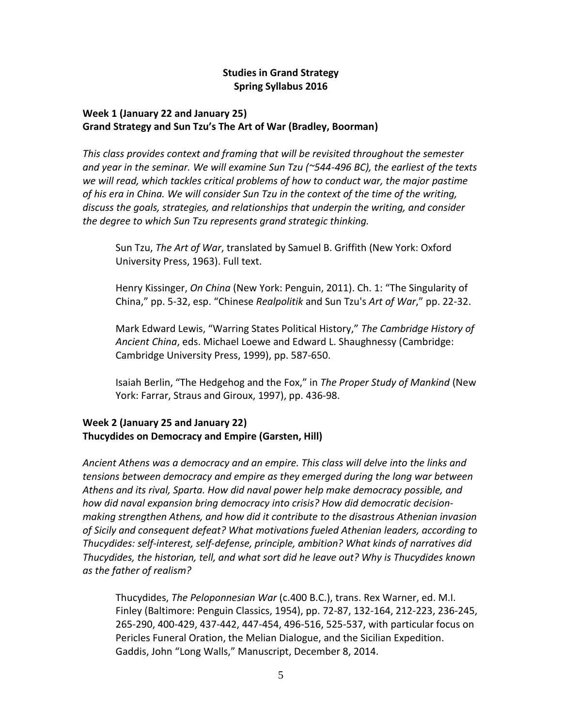# Studies in Grand Strategy
# Spring Syllabus 2016

## Week 1 (January 22 and January 25)
## Grand Strategy and Sun Tzu's The Art of War (Bradley, Boorman)

*This class provides context and framing that will be revisited throughout the semester and year in the seminar. We will examine Sun Tzu (~544-496 BC), the earliest of the texts we will read, which tackles critical problems of how to conduct war, the major pastime of his era in China. We will consider Sun Tzu in the context of the time of the writing, discuss the goals, strategies, and relationships that underpin the writing, and consider the degree to which Sun Tzu represents grand strategic thinking.*

Sun Tzu, *The Art of War*, translated by Samuel B. Griffith (New York: Oxford University Press, 1963). Full text.

Henry Kissinger, *On China* (New York: Penguin, 2011). Ch. 1: "The Singularity of China," pp. 5-32, esp. "Chinese *Realpolitik* and Sun Tzu's *Art of War*," pp. 22-32.

Mark Edward Lewis, "Warring States Political History," *The Cambridge History of Ancient China*, eds. Michael Loewe and Edward L. Shaughnessy (Cambridge: Cambridge University Press, 1999), pp. 587-650.

Isaiah Berlin, "The Hedgehog and the Fox," in *The Proper Study of Mankind* (New York: Farrar, Straus and Giroux, 1997), pp. 436-98.

## Week 2 (January 25 and January 22)
## Thucydides on Democracy and Empire (Garsten, Hill)

*Ancient Athens was a democracy and an empire. This class will delve into the links and tensions between democracy and empire as they emerged during the long war between Athens and its rival, Sparta. How did naval power help make democracy possible, and how did naval expansion bring democracy into crisis? How did democratic decision-making strengthen Athens, and how did it contribute to the disastrous Athenian invasion of Sicily and consequent defeat? What motivations fueled Athenian leaders, according to Thucydides: self-interest, self-defense, principle, ambition? What kinds of narratives did Thucydides, the historian, tell, and what sort did he leave out? Why is Thucydides known as the father of realism?*

Thucydides, *The Peloponnesian War* (c.400 B.C.), trans. Rex Warner, ed. M.I. Finley (Baltimore: Penguin Classics, 1954), pp. 72-87, 132-164, 212-223, 236-245, 265-290, 400-429, 437-442, 447-454, 496-516, 525-537, with particular focus on Pericles Funeral Oration, the Melian Dialogue, and the Sicilian Expedition.
Gaddis, John "Long Walls," Manuscript, December 8, 2014.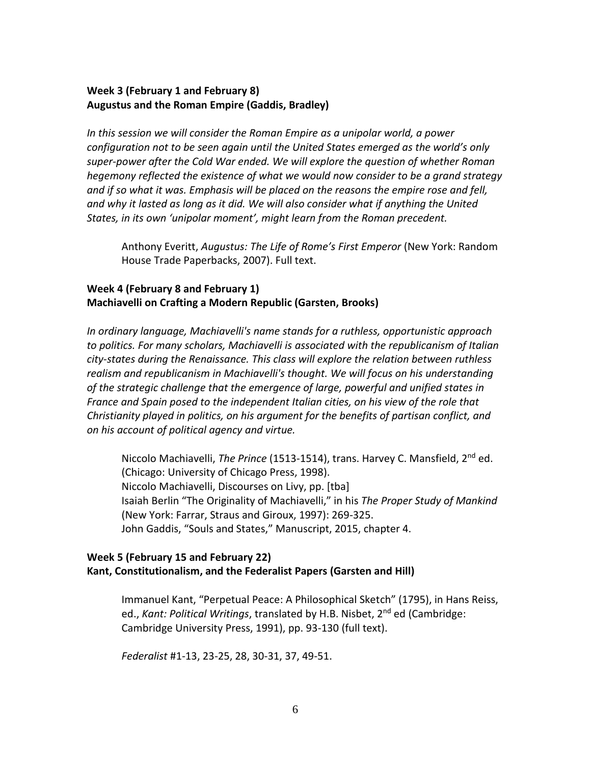**Week 3 (February 1 and February 8)**
**Augustus and the Roman Empire (Gaddis, Bradley)**

*In this session we will consider the Roman Empire as a unipolar world, a power configuration not to be seen again until the United States emerged as the world's only super-power after the Cold War ended. We will explore the question of whether Roman hegemony reflected the existence of what we would now consider to be a grand strategy and if so what it was. Emphasis will be placed on the reasons the empire rose and fell, and why it lasted as long as it did. We will also consider what if anything the United States, in its own 'unipolar moment', might learn from the Roman precedent.*

> Anthony Everitt, *Augustus: The Life of Rome's First Emperor* (New York: Random House Trade Paperbacks, 2007). Full text.

**Week 4 (February 8 and February 1)**
**Machiavelli on Crafting a Modern Republic (Garsten, Brooks)**

*In ordinary language, Machiavelli's name stands for a ruthless, opportunistic approach to politics. For many scholars, Machiavelli is associated with the republicanism of Italian city-states during the Renaissance. This class will explore the relation between ruthless realism and republicanism in Machiavelli's thought. We will focus on his understanding of the strategic challenge that the emergence of large, powerful and unified states in France and Spain posed to the independent Italian cities, on his view of the role that Christianity played in politics, on his argument for the benefits of partisan conflict, and on his account of political agency and virtue.*

> Niccolo Machiavelli, *The Prince* (1513-1514), trans. Harvey C. Mansfield, 2nd ed. (Chicago: University of Chicago Press, 1998).
> Niccolo Machiavelli, Discourses on Livy, pp. [tba]
> Isaiah Berlin "The Originality of Machiavelli," in his *The Proper Study of Mankind* (New York: Farrar, Straus and Giroux, 1997): 269-325.
> John Gaddis, "Souls and States," Manuscript, 2015, chapter 4.

**Week 5 (February 15 and February 22)**
**Kant, Constitutionalism, and the Federalist Papers (Garsten and Hill)**

> Immanuel Kant, "Perpetual Peace: A Philosophical Sketch" (1795), in Hans Reiss, ed., *Kant: Political Writings*, translated by H.B. Nisbet, 2nd ed (Cambridge: Cambridge University Press, 1991), pp. 93-130 (full text).
>
> *Federalist* #1-13, 23-25, 28, 30-31, 37, 49-51.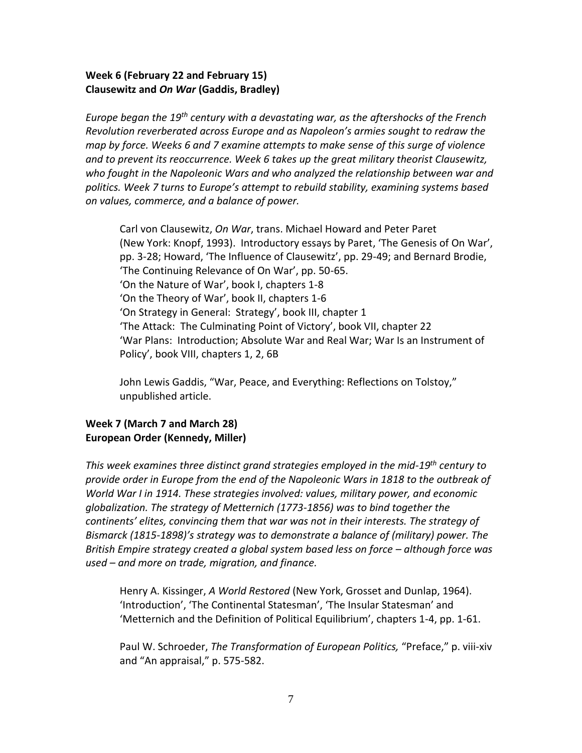**Week 6 (February 22 and February 15)**
**Clausewitz and *On War* (Gaddis, Bradley)**

*Europe began the 19th century with a devastating war, as the aftershocks of the French Revolution reverberated across Europe and as Napoleon's armies sought to redraw the map by force. Weeks 6 and 7 examine attempts to make sense of this surge of violence and to prevent its reoccurrence. Week 6 takes up the great military theorist Clausewitz, who fought in the Napoleonic Wars and who analyzed the relationship between war and politics. Week 7 turns to Europe's attempt to rebuild stability, examining systems based on values, commerce, and a balance of power.*

> Carl von Clausewitz, *On War*, trans. Michael Howard and Peter Paret (New York: Knopf, 1993). Introductory essays by Paret, 'The Genesis of On War', pp. 3-28; Howard, 'The Influence of Clausewitz', pp. 29-49; and Bernard Brodie, 'The Continuing Relevance of On War', pp. 50-65.
> 'On the Nature of War', book I, chapters 1-8
> 'On the Theory of War', book II, chapters 1-6
> 'On Strategy in General: Strategy', book III, chapter 1
> 'The Attack: The Culminating Point of Victory', book VII, chapter 22
> 'War Plans: Introduction; Absolute War and Real War; War Is an Instrument of Policy', book VIII, chapters 1, 2, 6B
>
> John Lewis Gaddis, "War, Peace, and Everything: Reflections on Tolstoy," unpublished article.

**Week 7 (March 7 and March 28)**
**European Order (Kennedy, Miller)**

*This week examines three distinct grand strategies employed in the mid-19th century to provide order in Europe from the end of the Napoleonic Wars in 1818 to the outbreak of World War I in 1914. These strategies involved: values, military power, and economic globalization. The strategy of Metternich (1773-1856) was to bind together the continents' elites, convincing them that war was not in their interests. The strategy of Bismarck (1815-1898)'s strategy was to demonstrate a balance of (military) power. The British Empire strategy created a global system based less on force – although force was used – and more on trade, migration, and finance.*

> Henry A. Kissinger, *A World Restored* (New York, Grosset and Dunlap, 1964). 'Introduction', 'The Continental Statesman', 'The Insular Statesman' and 'Metternich and the Definition of Political Equilibrium', chapters 1-4, pp. 1-61.
>
> Paul W. Schroeder, *The Transformation of European Politics,* "Preface," p. viii-xiv and "An appraisal," p. 575-582.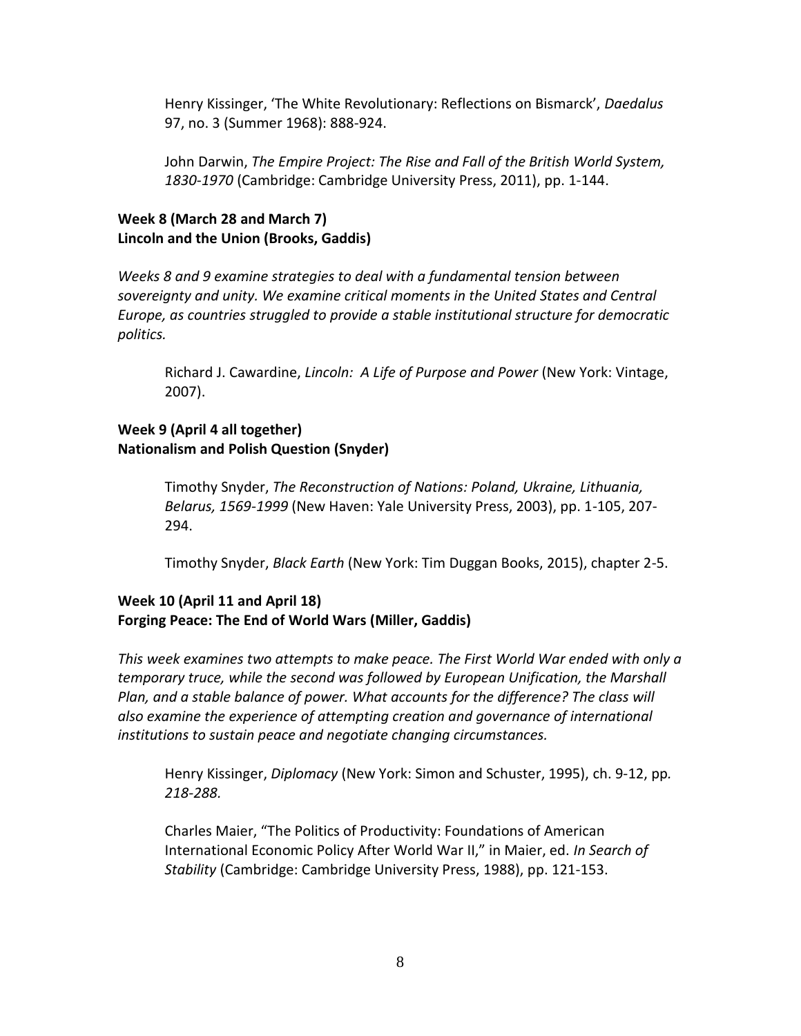Henry Kissinger, 'The White Revolutionary: Reflections on Bismarck', *Daedalus* 97, no. 3 (Summer 1968): 888-924.

John Darwin, *The Empire Project: The Rise and Fall of the British World System, 1830-1970* (Cambridge: Cambridge University Press, 2011), pp. 1-144.

**Week 8 (March 28 and March 7)**
**Lincoln and the Union (Brooks, Gaddis)**

*Weeks 8 and 9 examine strategies to deal with a fundamental tension between sovereignty and unity. We examine critical moments in the United States and Central Europe, as countries struggled to provide a stable institutional structure for democratic politics.*

Richard J. Cawardine, *Lincoln: A Life of Purpose and Power* (New York: Vintage, 2007).

**Week 9 (April 4 all together)**
**Nationalism and Polish Question (Snyder)**

Timothy Snyder, *The Reconstruction of Nations: Poland, Ukraine, Lithuania, Belarus, 1569-1999* (New Haven: Yale University Press, 2003), pp. 1-105, 207-294.

Timothy Snyder, *Black Earth* (New York: Tim Duggan Books, 2015), chapter 2-5.

**Week 10 (April 11 and April 18)**
**Forging Peace: The End of World Wars (Miller, Gaddis)**

*This week examines two attempts to make peace. The First World War ended with only a temporary truce, while the second was followed by European Unification, the Marshall Plan, and a stable balance of power. What accounts for the difference? The class will also examine the experience of attempting creation and governance of international institutions to sustain peace and negotiate changing circumstances.*

Henry Kissinger, *Diplomacy* (New York: Simon and Schuster, 1995), ch. 9-12, pp*. 218-288.*

Charles Maier, "The Politics of Productivity: Foundations of American International Economic Policy After World War II," in Maier, ed. *In Search of Stability* (Cambridge: Cambridge University Press, 1988), pp. 121-153.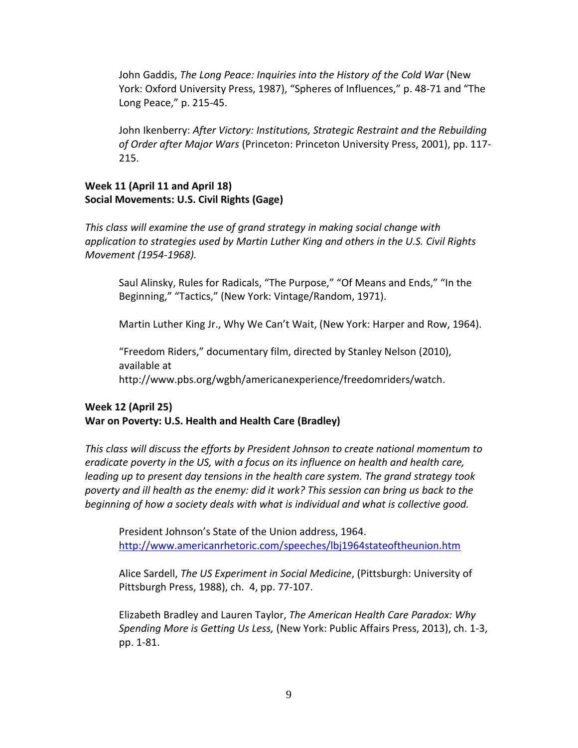John Gaddis, *The Long Peace: Inquiries into the History of the Cold War* (New York: Oxford University Press, 1987), "Spheres of Influences," p. 48-71 and "The Long Peace," p. 215-45.

John Ikenberry: *After Victory: Institutions, Strategic Restraint and the Rebuilding of Order after Major Wars* (Princeton: Princeton University Press, 2001), pp. 117-215.

**Week 11 (April 11 and April 18)**
**Social Movements: U.S. Civil Rights (Gage)**

*This class will examine the use of grand strategy in making social change with application to strategies used by Martin Luther King and others in the U.S. Civil Rights Movement (1954-1968).*

Saul Alinsky, Rules for Radicals, "The Purpose," "Of Means and Ends," "In the Beginning," "Tactics," (New York: Vintage/Random, 1971).

Martin Luther King Jr., Why We Can't Wait, (New York: Harper and Row, 1964).

"Freedom Riders," documentary film, directed by Stanley Nelson (2010), available at http://www.pbs.org/wgbh/americanexperience/freedomriders/watch.

**Week 12 (April 25)**
**War on Poverty: U.S. Health and Health Care (Bradley)**

*This class will discuss the efforts by President Johnson to create national momentum to eradicate poverty in the US, with a focus on its influence on health and health care, leading up to present day tensions in the health care system. The grand strategy took poverty and ill health as the enemy: did it work? This session can bring us back to the beginning of how a society deals with what is individual and what is collective good.*

President Johnson's State of the Union address, 1964. http://www.americanrhetoric.com/speeches/lbj1964stateoftheunion.htm

Alice Sardell, *The US Experiment in Social Medicine*, (Pittsburgh: University of Pittsburgh Press, 1988), ch. 4, pp. 77-107.

Elizabeth Bradley and Lauren Taylor, *The American Health Care Paradox: Why Spending More is Getting Us Less,* (New York: Public Affairs Press, 2013), ch. 1-3, pp. 1-81.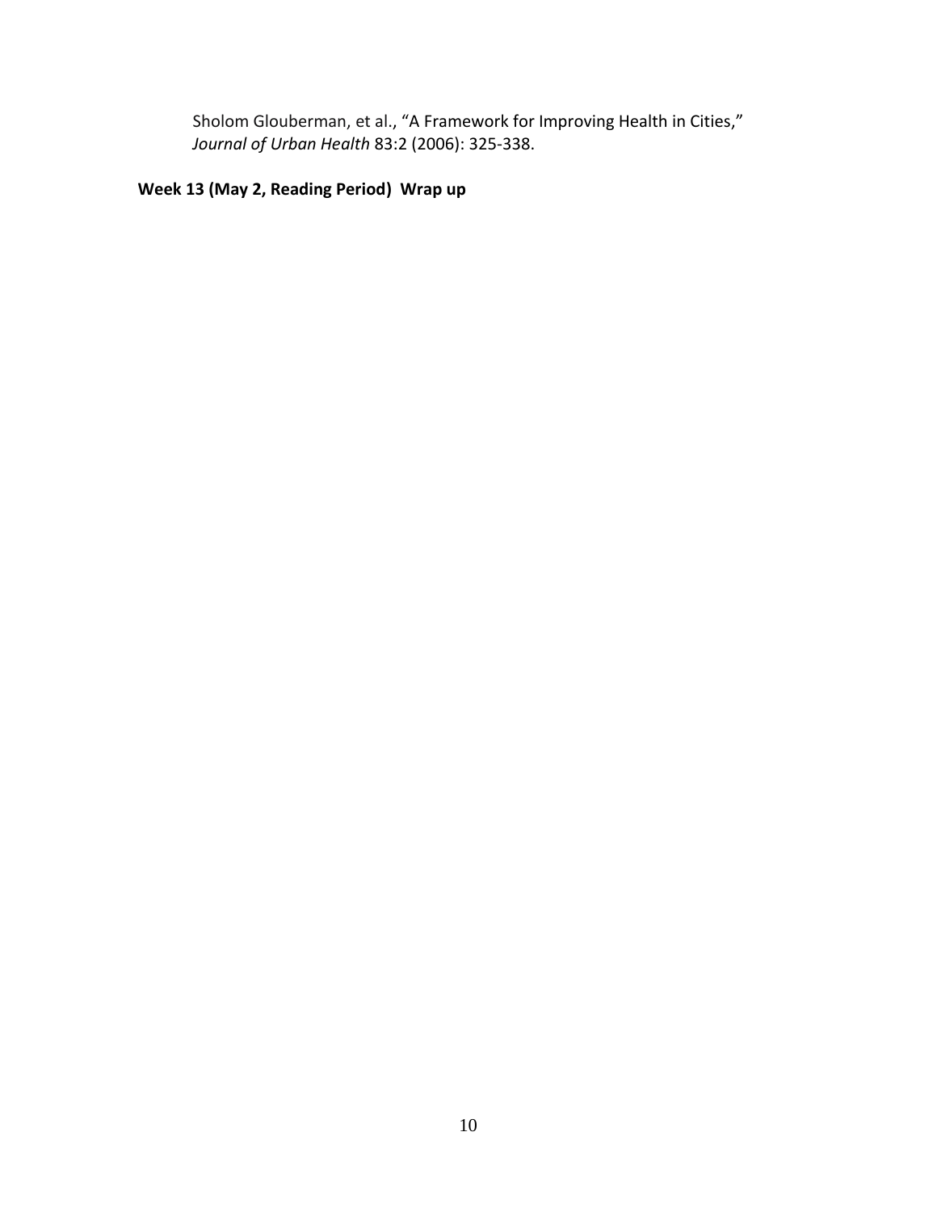Sholom Glouberman, et al., “A Framework for Improving Health in Cities,” *Journal of Urban Health* 83:2 (2006): 325-338.

**Week 13 (May 2, Reading Period) Wrap up**